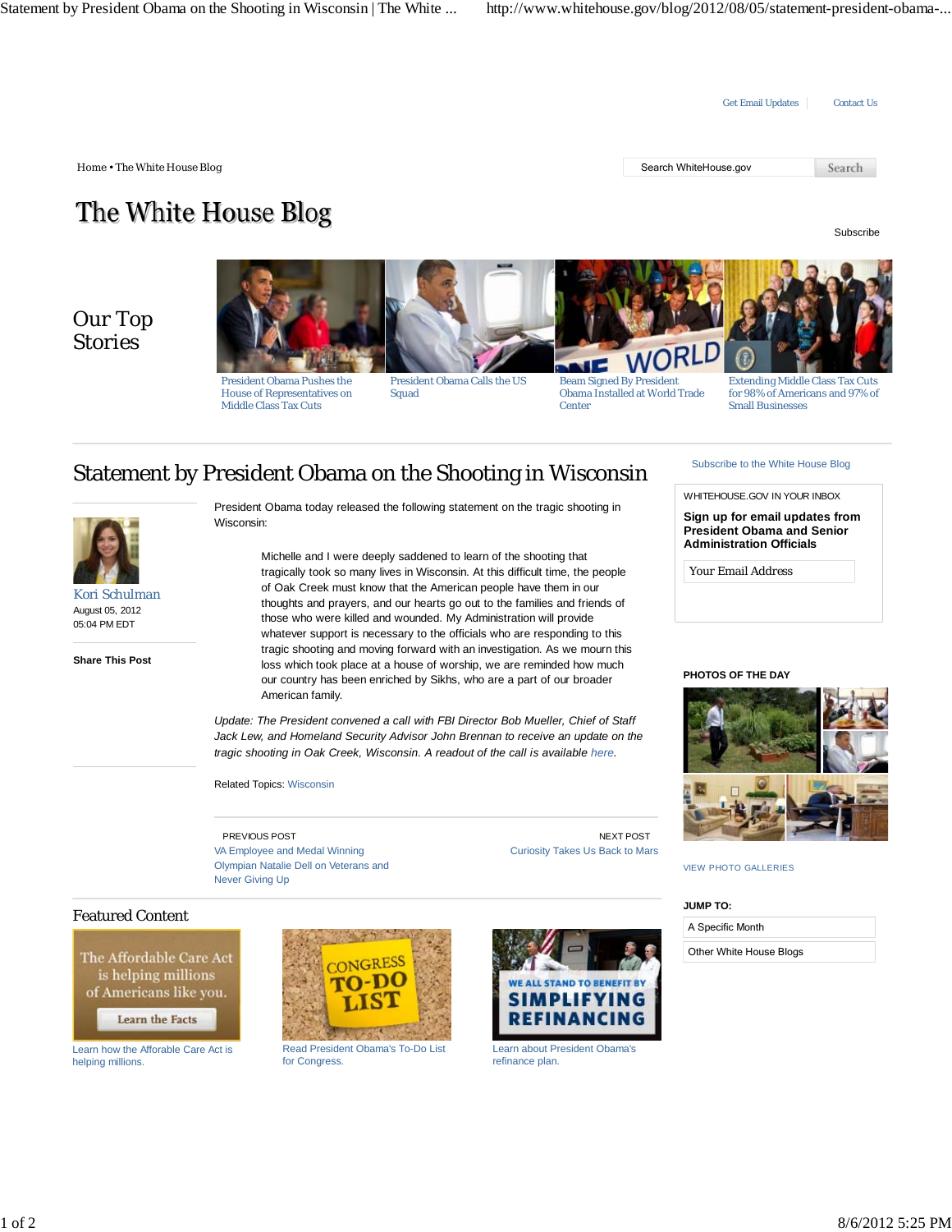Get Email Updates | Contact Us

Home • The White House Blog

Search WhiteHouse.gov Search

# The White House Blog

Subscribe

## Our Top Stories

President Obama Pushes the House of Representatives on Middle Class Tax Cuts

President Obama Calls the US Squad

Beam Signed By President Obama Installed at World Trade Center

Extending Middle Class Tax Cuts for 98% of Americans and 97% of Small Businesses

# Statement by President Obama on the Shooting in Wisconsin

Kori Schulman
August 05, 2012
05:04 PM EDT

**Share This Post**

President Obama today released the following statement on the tragic shooting in Wisconsin:

> Michelle and I were deeply saddened to learn of the shooting that tragically took so many lives in Wisconsin. At this difficult time, the people of Oak Creek must know that the American people have them in our thoughts and prayers, and our hearts go out to the families and friends of those who were killed and wounded. My Administration will provide whatever support is necessary to the officials who are responding to this tragic shooting and moving forward with an investigation. As we mourn this loss which took place at a house of worship, we are reminded how much our country has been enriched by Sikhs, who are a part of our broader American family.

*Update: The President convened a call with FBI Director Bob Mueller, Chief of Staff Jack Lew, and Homeland Security Advisor John Brennan to receive an update on the tragic shooting in Oak Creek, Wisconsin. A readout of the call is available here.*

Related Topics: Wisconsin

PREVIOUS POST
VA Employee and Medal Winning Olympian Natalie Dell on Veterans and Never Giving Up

NEXT POST
Curiosity Takes Us Back to Mars

## Featured Content

Learn how the Affordable Care Act is helping millions.

Read President Obama's To-Do List for Congress.

Learn about President Obama's refinance plan.

Subscribe to the White House Blog

WHITEHOUSE.GOV IN YOUR INBOX

**Sign up for email updates from President Obama and Senior Administration Officials**

Your Email Address

**PHOTOS OF THE DAY**

VIEW PHOTO GALLERIES

**JUMP TO:**

A Specific Month

Other White House Blogs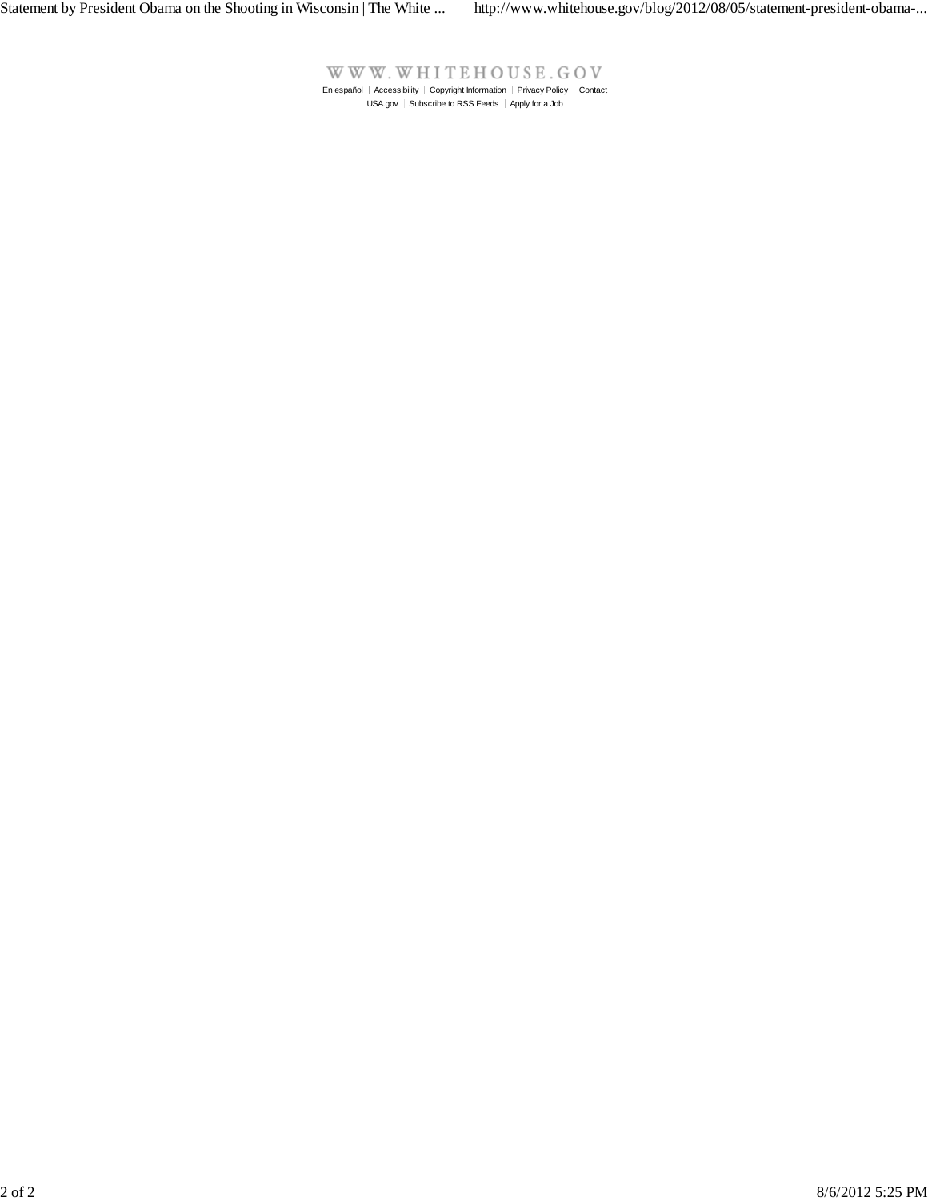WWW.WHITEHOUSE.GOV

En español | Accessibility | Copyright Information | Privacy Policy | Contact

USA.gov | Subscribe to RSS Feeds | Apply for a Job